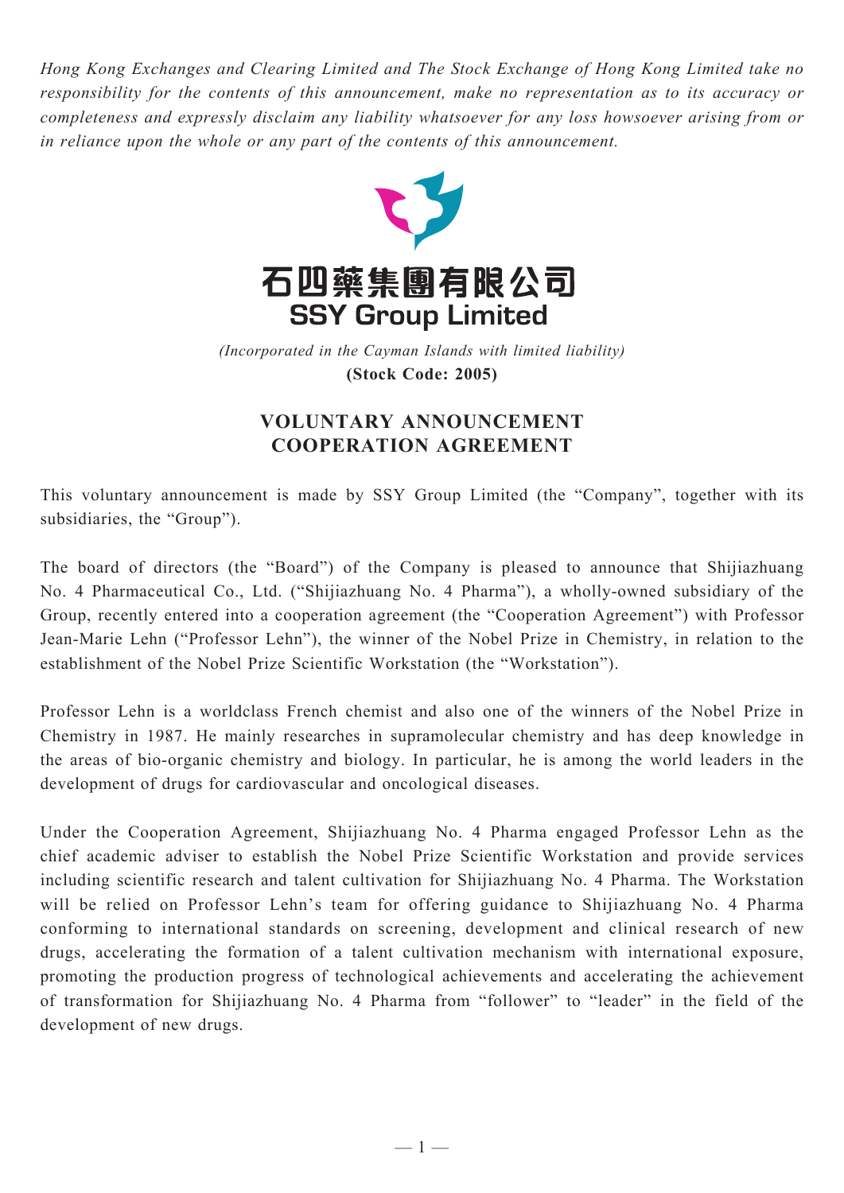*Hong Kong Exchanges and Clearing Limited and The Stock Exchange of Hong Kong Limited take no responsibility for the contents of this announcement, make no representation as to its accuracy or completeness and expressly disclaim any liability whatsoever for any loss howsoever arising from or in reliance upon the whole or any part of the contents of this announcement.*

**石四藥集團有限公司**

**SSY Group Limited**

*(Incorporated in the Cayman Islands with limited liability)*

**(Stock Code: 2005)**

# VOLUNTARY ANNOUNCEMENT
# COOPERATION AGREEMENT

This voluntary announcement is made by SSY Group Limited (the "Company", together with its subsidiaries, the "Group").

The board of directors (the "Board") of the Company is pleased to announce that Shijiazhuang No. 4 Pharmaceutical Co., Ltd. ("Shijiazhuang No. 4 Pharma"), a wholly-owned subsidiary of the Group, recently entered into a cooperation agreement (the "Cooperation Agreement") with Professor Jean-Marie Lehn ("Professor Lehn"), the winner of the Nobel Prize in Chemistry, in relation to the establishment of the Nobel Prize Scientific Workstation (the "Workstation").

Professor Lehn is a worldclass French chemist and also one of the winners of the Nobel Prize in Chemistry in 1987. He mainly researches in supramolecular chemistry and has deep knowledge in the areas of bio-organic chemistry and biology. In particular, he is among the world leaders in the development of drugs for cardiovascular and oncological diseases.

Under the Cooperation Agreement, Shijiazhuang No. 4 Pharma engaged Professor Lehn as the chief academic adviser to establish the Nobel Prize Scientific Workstation and provide services including scientific research and talent cultivation for Shijiazhuang No. 4 Pharma. The Workstation will be relied on Professor Lehn's team for offering guidance to Shijiazhuang No. 4 Pharma conforming to international standards on screening, development and clinical research of new drugs, accelerating the formation of a talent cultivation mechanism with international exposure, promoting the production progress of technological achievements and accelerating the achievement of transformation for Shijiazhuang No. 4 Pharma from "follower" to "leader" in the field of the development of new drugs.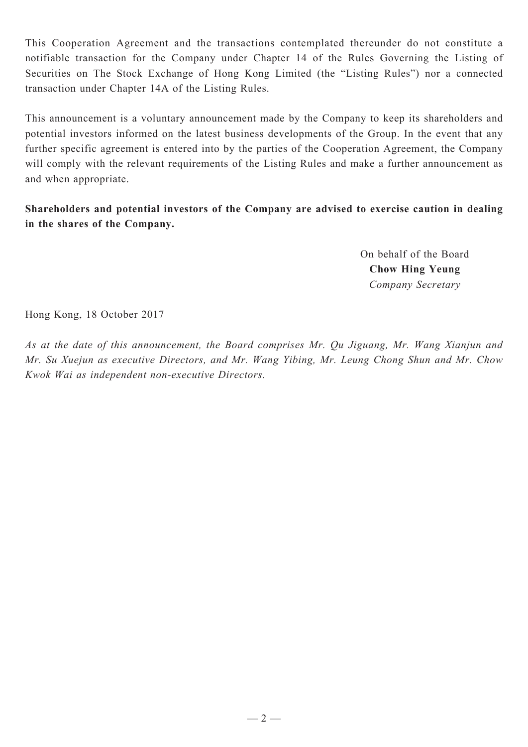This Cooperation Agreement and the transactions contemplated thereunder do not constitute a notifiable transaction for the Company under Chapter 14 of the Rules Governing the Listing of Securities on The Stock Exchange of Hong Kong Limited (the "Listing Rules") nor a connected transaction under Chapter 14A of the Listing Rules.

This announcement is a voluntary announcement made by the Company to keep its shareholders and potential investors informed on the latest business developments of the Group. In the event that any further specific agreement is entered into by the parties of the Cooperation Agreement, the Company will comply with the relevant requirements of the Listing Rules and make a further announcement as and when appropriate.

**Shareholders and potential investors of the Company are advised to exercise caution in dealing in the shares of the Company.**

On behalf of the Board
**Chow Hing Yeung**
*Company Secretary*

Hong Kong, 18 October 2017

*As at the date of this announcement, the Board comprises Mr. Qu Jiguang, Mr. Wang Xianjun and Mr. Su Xuejun as executive Directors, and Mr. Wang Yibing, Mr. Leung Chong Shun and Mr. Chow Kwok Wai as independent non-executive Directors.*